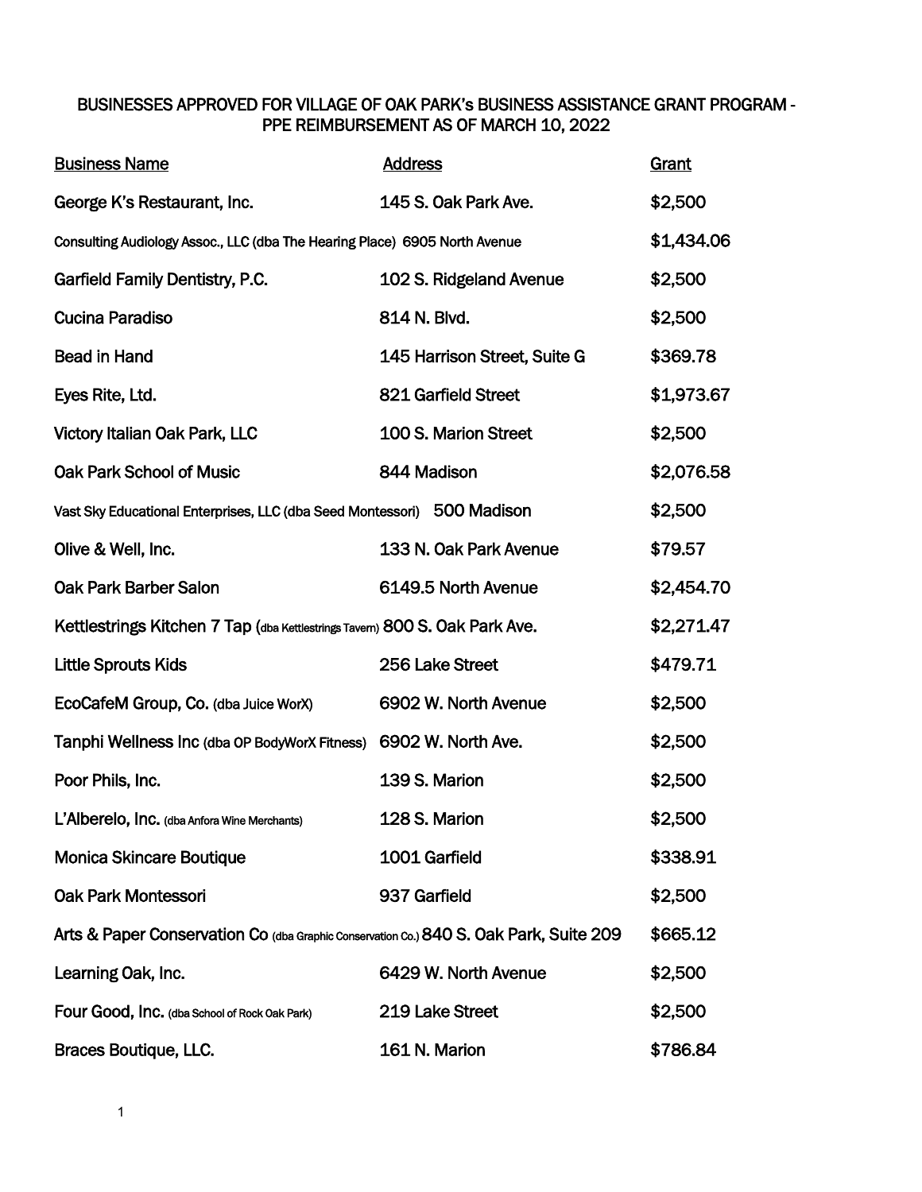# BUSINESSES APPROVED FOR VILLAGE OF OAK PARK's BUSINESS ASSISTANCE GRANT PROGRAM - PPE REIMBURSEMENT AS OF MARCH 10, 2022

| Business Name | Address | Grant |
|---|---|---|
| George K's Restaurant, Inc. | 145 S. Oak Park Ave. | $2,500 |
| Consulting Audiology Assoc., LLC (dba The Hearing Place) | 6905 North Avenue | $1,434.06 |
| Garfield Family Dentistry, P.C. | 102 S. Ridgeland Avenue | $2,500 |
| Cucina Paradiso | 814 N. Blvd. | $2,500 |
| Bead in Hand | 145 Harrison Street, Suite G | $369.78 |
| Eyes Rite, Ltd. | 821 Garfield Street | $1,973.67 |
| Victory Italian Oak Park, LLC | 100 S. Marion Street | $2,500 |
| Oak Park School of Music | 844 Madison | $2,076.58 |
| Vast Sky Educational Enterprises, LLC (dba Seed Montessori) | 500 Madison | $2,500 |
| Olive & Well, Inc. | 133 N. Oak Park Avenue | $79.57 |
| Oak Park Barber Salon | 6149.5 North Avenue | $2,454.70 |
| Kettlestrings Kitchen 7 Tap (dba Kettlestrings Tavern) | 800 S. Oak Park Ave. | $2,271.47 |
| Little Sprouts Kids | 256 Lake Street | $479.71 |
| EcoCafeM Group, Co. (dba Juice WorX) | 6902 W. North Avenue | $2,500 |
| Tanphi Wellness Inc (dba OP BodyWorX Fitness) | 6902 W. North Ave. | $2,500 |
| Poor Phils, Inc. | 139 S. Marion | $2,500 |
| L'Alberelo, Inc. (dba Anfora Wine Merchants) | 128 S. Marion | $2,500 |
| Monica Skincare Boutique | 1001 Garfield | $338.91 |
| Oak Park Montessori | 937 Garfield | $2,500 |
| Arts & Paper Conservation Co (dba Graphic Conservation Co.) | 840 S. Oak Park, Suite 209 | $665.12 |
| Learning Oak, Inc. | 6429 W. North Avenue | $2,500 |
| Four Good, Inc. (dba School of Rock Oak Park) | 219 Lake Street | $2,500 |
| Braces Boutique, LLC. | 161 N. Marion | $786.84 |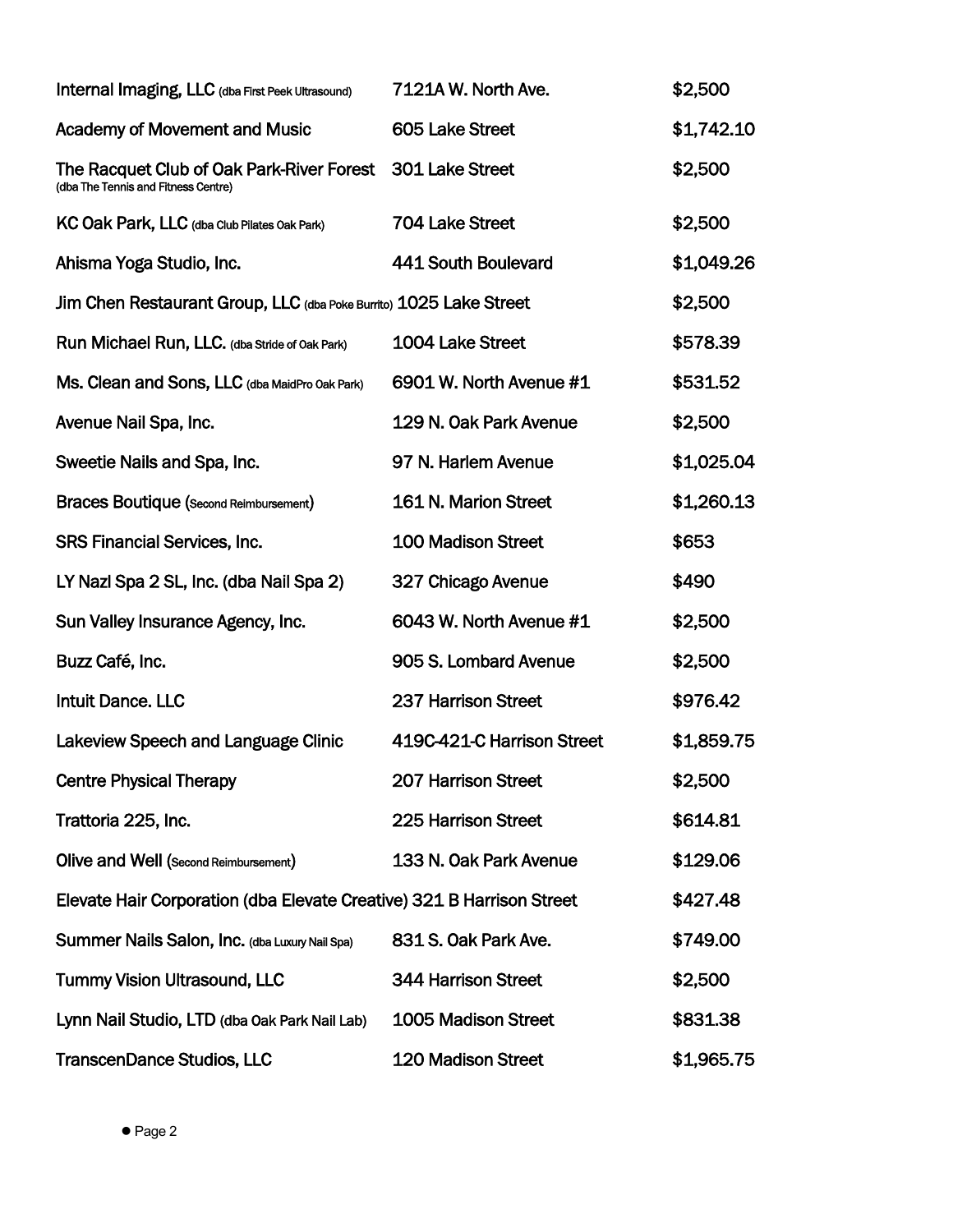| | | |
|---|---|---|
| Internal Imaging, LLC (dba First Peek Ultrasound) | 7121A W. North Ave. | $2,500 |
| Academy of Movement and Music | 605 Lake Street | $1,742.10 |
| The Racquet Club of Oak Park-River Forest (dba The Tennis and Fitness Centre) | 301 Lake Street | $2,500 |
| KC Oak Park, LLC (dba Club Pilates Oak Park) | 704 Lake Street | $2,500 |
| Ahisma Yoga Studio, Inc. | 441 South Boulevard | $1,049.26 |
| Jim Chen Restaurant Group, LLC (dba Poke Burrito) | 1025 Lake Street | $2,500 |
| Run Michael Run, LLC. (dba Stride of Oak Park) | 1004 Lake Street | $578.39 |
| Ms. Clean and Sons, LLC (dba MaidPro Oak Park) | 6901 W. North Avenue #1 | $531.52 |
| Avenue Nail Spa, Inc. | 129 N. Oak Park Avenue | $2,500 |
| Sweetie Nails and Spa, Inc. | 97 N. Harlem Avenue | $1,025.04 |
| Braces Boutique (Second Reimbursement) | 161 N. Marion Street | $1,260.13 |
| SRS Financial Services, Inc. | 100 Madison Street | $653 |
| LY Nazl Spa 2 SL, Inc. (dba Nail Spa 2) | 327 Chicago Avenue | $490 |
| Sun Valley Insurance Agency, Inc. | 6043 W. North Avenue #1 | $2,500 |
| Buzz Café, Inc. | 905 S. Lombard Avenue | $2,500 |
| Intuit Dance. LLC | 237 Harrison Street | $976.42 |
| Lakeview Speech and Language Clinic | 419C-421-C Harrison Street | $1,859.75 |
| Centre Physical Therapy | 207 Harrison Street | $2,500 |
| Trattoria 225, Inc. | 225 Harrison Street | $614.81 |
| Olive and Well (Second Reimbursement) | 133 N. Oak Park Avenue | $129.06 |
| Elevate Hair Corporation (dba Elevate Creative) | 321 B Harrison Street | $427.48 |
| Summer Nails Salon, Inc. (dba Luxury Nail Spa) | 831 S. Oak Park Ave. | $749.00 |
| Tummy Vision Ultrasound, LLC | 344 Harrison Street | $2,500 |
| Lynn Nail Studio, LTD (dba Oak Park Nail Lab) | 1005 Madison Street | $831.38 |
| TranscenDance Studios, LLC | 120 Madison Street | $1,965.75 |